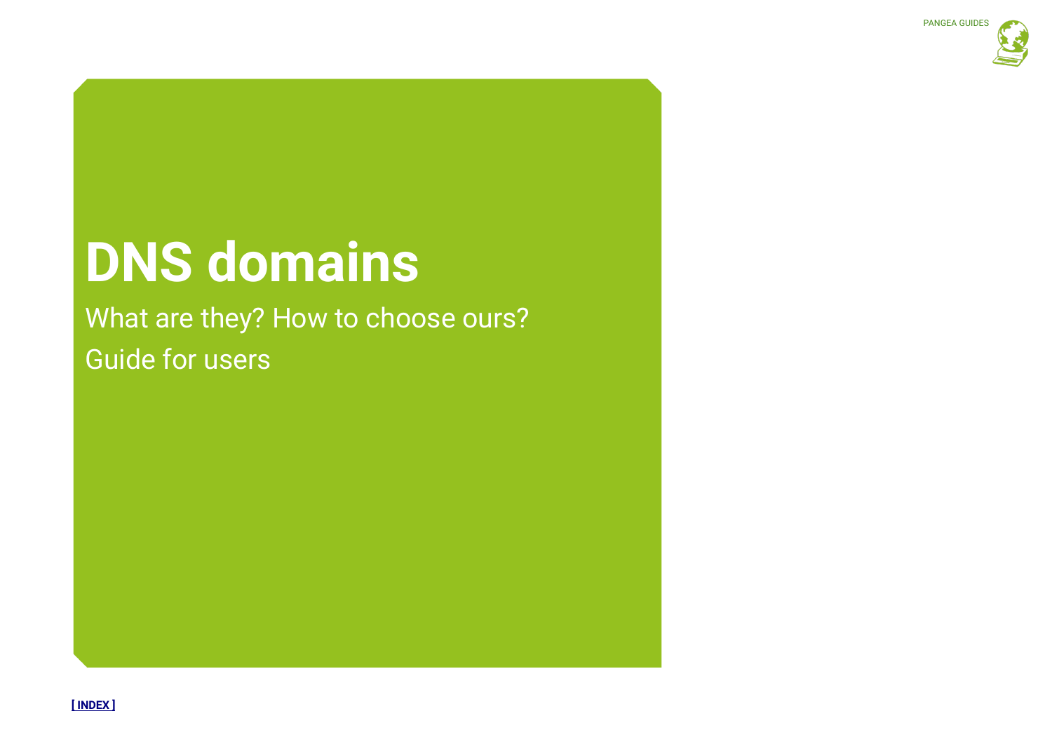# DNS domains

What are they? How to choose ours?

Guide for users

[ INDEX ]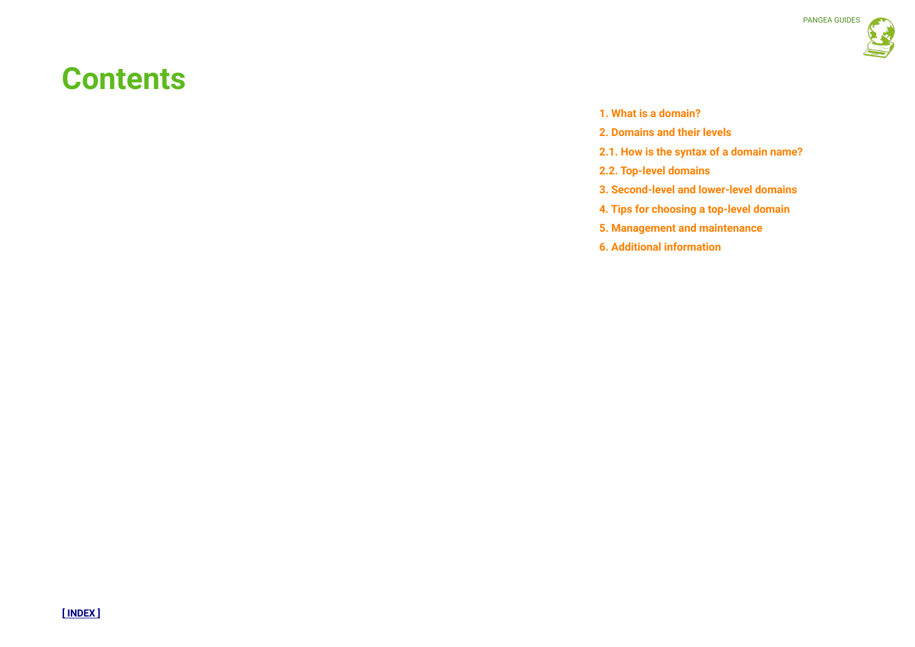# Contents

1. What is a domain?

2. Domains and their levels

2.1. How is the syntax of a domain name?

2.2. Top-level domains

3. Second-level and lower-level domains

4. Tips for choosing a top-level domain

5. Management and maintenance

6. Additional information

[ INDEX ]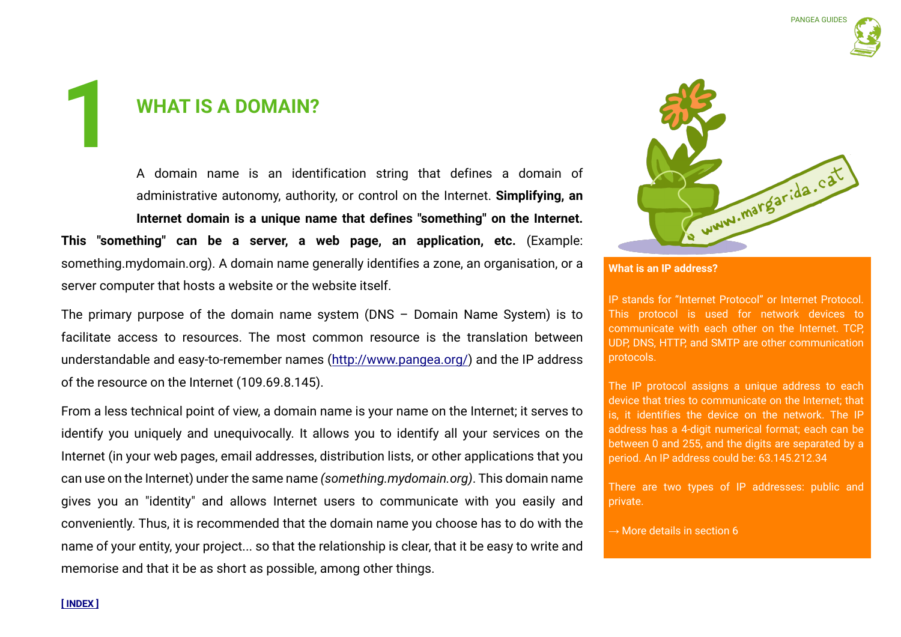# 1 WHAT IS A DOMAIN?

A domain name is an identification string that defines a domain of administrative autonomy, authority, or control on the Internet. **Simplifying, an Internet domain is a unique name that defines "something" on the Internet. This "something" can be a server, a web page, an application, etc.** (Example: something.mydomain.org). A domain name generally identifies a zone, an organisation, or a server computer that hosts a website or the website itself.

The primary purpose of the domain name system (DNS – Domain Name System) is to facilitate access to resources. The most common resource is the translation between understandable and easy-to-remember names (http://www.pangea.org/) and the IP address of the resource on the Internet (109.69.8.145).

From a less technical point of view, a domain name is your name on the Internet; it serves to identify you uniquely and unequivocally. It allows you to identify all your services on the Internet (in your web pages, email addresses, distribution lists, or other applications that you can use on the Internet) under the same name *(something.mydomain.org)*. This domain name gives you an "identity" and allows Internet users to communicate with you easily and conveniently. Thus, it is recommended that the domain name you choose has to do with the name of your entity, your project... so that the relationship is clear, that it be easy to write and memorise and that it be as short as possible, among other things.

**What is an IP address?**

IP stands for "Internet Protocol" or Internet Protocol. This protocol is used for network devices to communicate with each other on the Internet. TCP, UDP, DNS, HTTP, and SMTP are other communication protocols.

The IP protocol assigns a unique address to each device that tries to communicate on the Internet; that is, it identifies the device on the network. The IP address has a 4-digit numerical format; each can be between 0 and 255, and the digits are separated by a period. An IP address could be: 63.145.212.34

There are two types of IP addresses: public and private.

→ More details in section 6

[ INDEX ]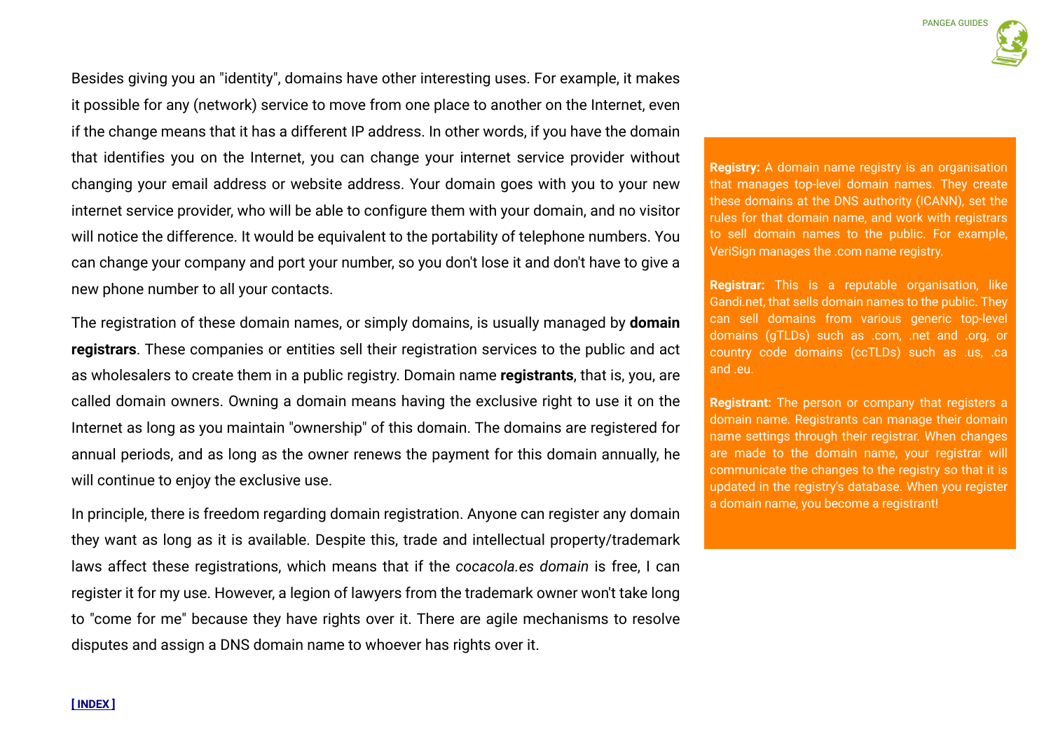Besides giving you an "identity", domains have other interesting uses. For example, it makes it possible for any (network) service to move from one place to another on the Internet, even if the change means that it has a different IP address. In other words, if you have the domain that identifies you on the Internet, you can change your internet service provider without changing your email address or website address. Your domain goes with you to your new internet service provider, who will be able to configure them with your domain, and no visitor will notice the difference. It would be equivalent to the portability of telephone numbers. You can change your company and port your number, so you don't lose it and don't have to give a new phone number to all your contacts.

The registration of these domain names, or simply domains, is usually managed by **domain registrars**. These companies or entities sell their registration services to the public and act as wholesalers to create them in a public registry. Domain name **registrants**, that is, you, are called domain owners. Owning a domain means having the exclusive right to use it on the Internet as long as you maintain "ownership" of this domain. The domains are registered for annual periods, and as long as the owner renews the payment for this domain annually, he will continue to enjoy the exclusive use.

In principle, there is freedom regarding domain registration. Anyone can register any domain they want as long as it is available. Despite this, trade and intellectual property/trademark laws affect these registrations, which means that if the *cocacola.es domain* is free, I can register it for my use. However, a legion of lawyers from the trademark owner won't take long to "come for me" because they have rights over it. There are agile mechanisms to resolve disputes and assign a DNS domain name to whoever has rights over it.

**Registry:** A domain name registry is an organisation that manages top-level domain names. They create these domains at the DNS authority (ICANN), set the rules for that domain name, and work with registrars to sell domain names to the public. For example, VeriSign manages the .com name registry.

**Registrar:** This is a reputable organisation, like Gandi.net, that sells domain names to the public. They can sell domains from various generic top-level domains (gTLDs) such as .com, .net and .org, or country code domains (ccTLDs) such as .us, .ca and .eu.

**Registrant:** The person or company that registers a domain name. Registrants can manage their domain name settings through their registrar. When changes are made to the domain name, your registrar will communicate the changes to the registry so that it is updated in the registry's database. When you register a domain name, you become a registrant!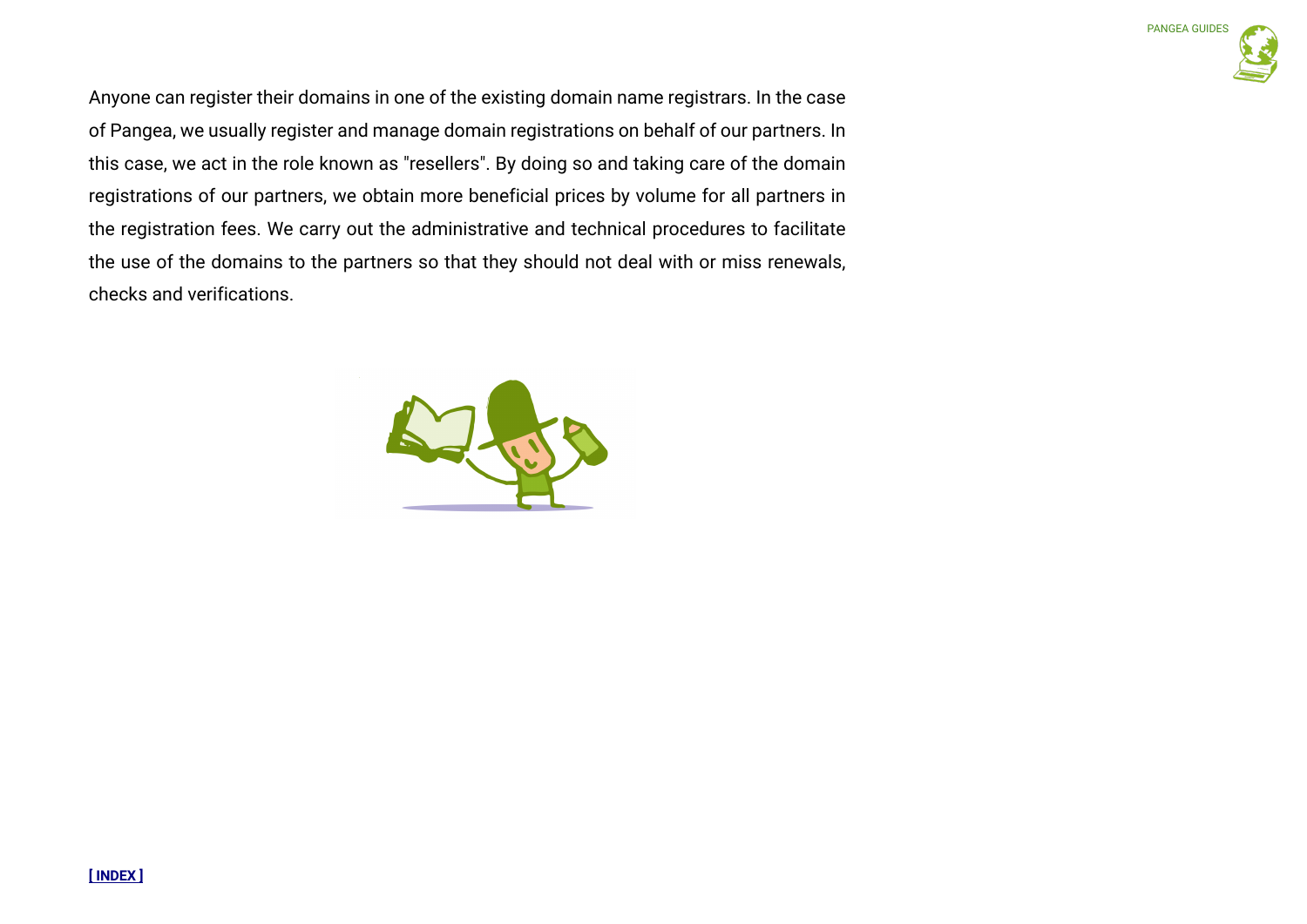Anyone can register their domains in one of the existing domain name registrars. In the case of Pangea, we usually register and manage domain registrations on behalf of our partners. In this case, we act in the role known as "resellers". By doing so and taking care of the domain registrations of our partners, we obtain more beneficial prices by volume for all partners in the registration fees. We carry out the administrative and technical procedures to facilitate the use of the domains to the partners so that they should not deal with or miss renewals, checks and verifications.

**[ INDEX ]**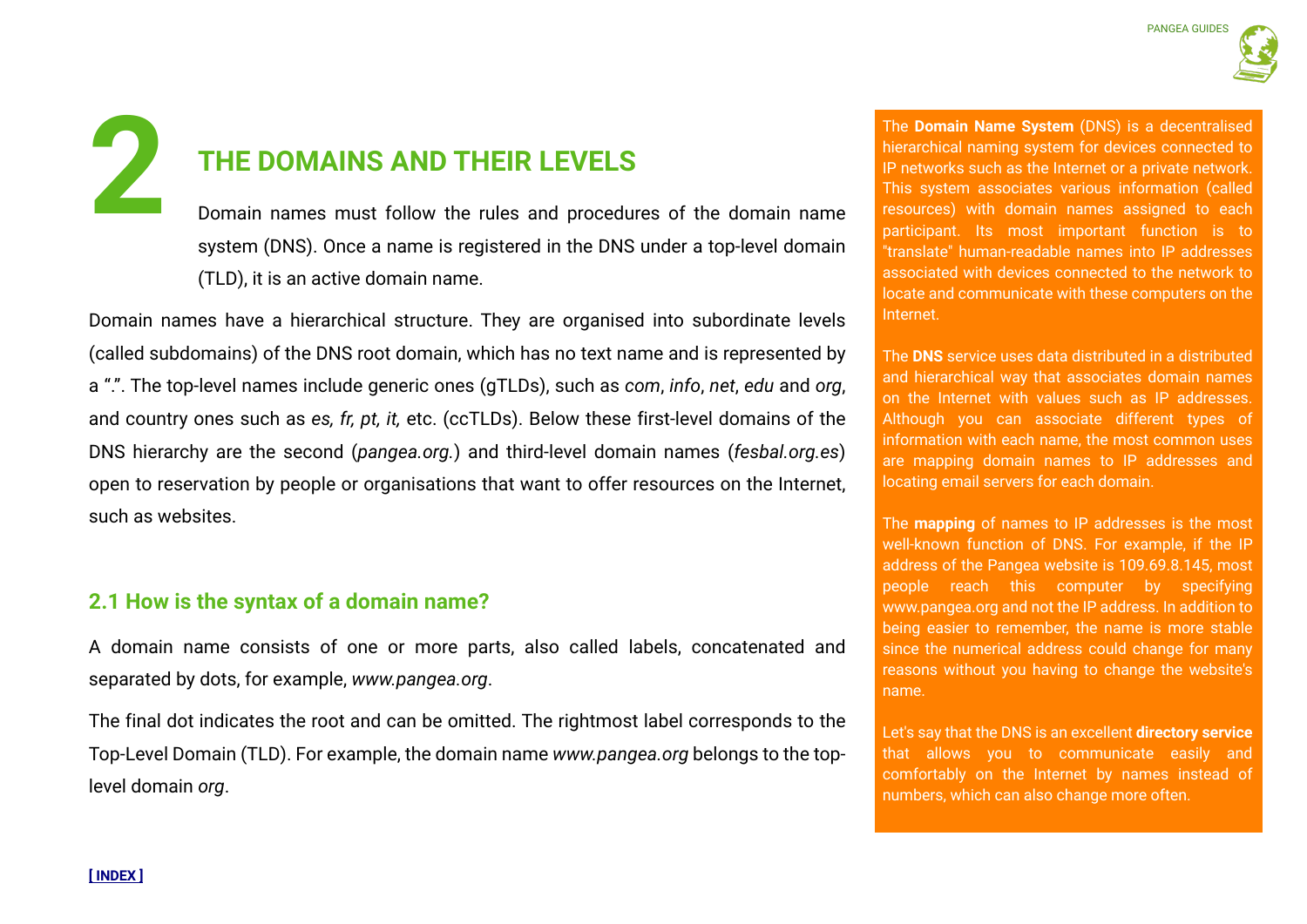# 2 THE DOMAINS AND THEIR LEVELS

Domain names must follow the rules and procedures of the domain name system (DNS). Once a name is registered in the DNS under a top-level domain (TLD), it is an active domain name.

Domain names have a hierarchical structure. They are organised into subordinate levels (called subdomains) of the DNS root domain, which has no text name and is represented by a ".". The top-level names include generic ones (gTLDs), such as *com*, *info*, *net*, *edu* and *org*, and country ones such as *es, fr, pt, it,* etc. (ccTLDs). Below these first-level domains of the DNS hierarchy are the second (*pangea.org.*) and third-level domain names (*fesbal.org.es*) open to reservation by people or organisations that want to offer resources on the Internet, such as websites.

## 2.1 How is the syntax of a domain name?

A domain name consists of one or more parts, also called labels, concatenated and separated by dots, for example, *www.pangea.org*.

The final dot indicates the root and can be omitted. The rightmost label corresponds to the Top-Level Domain (TLD). For example, the domain name *www.pangea.org* belongs to the top-level domain *org*.

The **Domain Name System** (DNS) is a decentralised hierarchical naming system for devices connected to IP networks such as the Internet or a private network. This system associates various information (called resources) with domain names assigned to each participant. Its most important function is to "translate" human-readable names into IP addresses associated with devices connected to the network to locate and communicate with these computers on the Internet.

The **DNS** service uses data distributed in a distributed and hierarchical way that associates domain names on the Internet with values such as IP addresses. Although you can associate different types of information with each name, the most common uses are mapping domain names to IP addresses and locating email servers for each domain.

The **mapping** of names to IP addresses is the most well-known function of DNS. For example, if the IP address of the Pangea website is 109.69.8.145, most people reach this computer by specifying www.pangea.org and not the IP address. In addition to being easier to remember, the name is more stable since the numerical address could change for many reasons without you having to change the website's name.

Let's say that the DNS is an excellent **directory service** that allows you to communicate easily and comfortably on the Internet by names instead of numbers, which can also change more often.

**[ INDEX ]**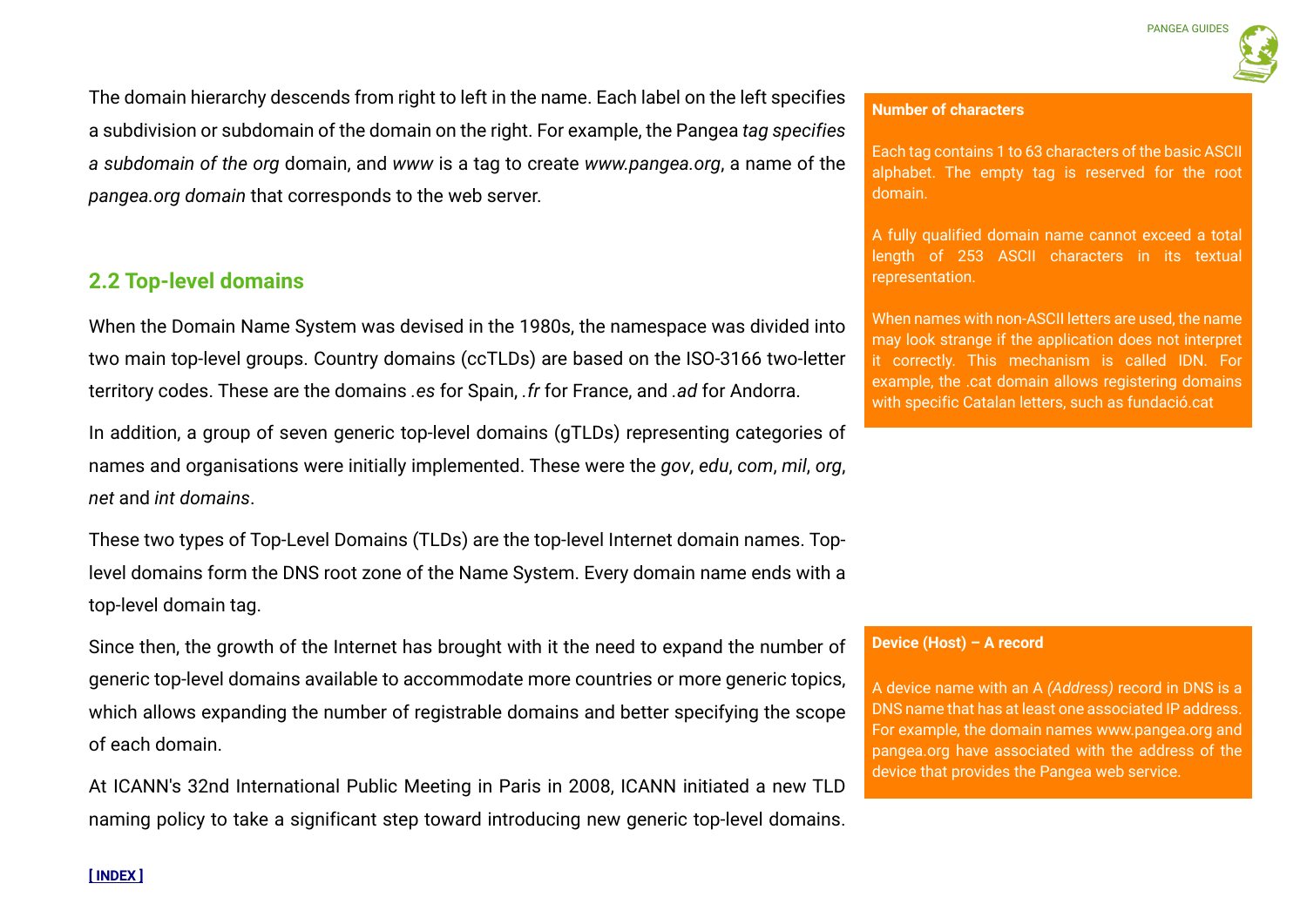The domain hierarchy descends from right to left in the name. Each label on the left specifies a subdivision or subdomain of the domain on the right. For example, the Pangea *tag specifies a subdomain of the org* domain, and *www* is a tag to create *www.pangea.org*, a name of the *pangea.org domain* that corresponds to the web server.

## 2.2 Top-level domains

When the Domain Name System was devised in the 1980s, the namespace was divided into two main top-level groups. Country domains (ccTLDs) are based on the ISO-3166 two-letter territory codes. These are the domains *.es* for Spain, *.fr* for France, and *.ad* for Andorra.

In addition, a group of seven generic top-level domains (gTLDs) representing categories of names and organisations were initially implemented. These were the *gov*, *edu*, *com*, *mil*, *org*, *net* and *int domains*.

These two types of Top-Level Domains (TLDs) are the top-level Internet domain names. Top-level domains form the DNS root zone of the Name System. Every domain name ends with a top-level domain tag.

Since then, the growth of the Internet has brought with it the need to expand the number of generic top-level domains available to accommodate more countries or more generic topics, which allows expanding the number of registrable domains and better specifying the scope of each domain.

At ICANN's 32nd International Public Meeting in Paris in 2008, ICANN initiated a new TLD naming policy to take a significant step toward introducing new generic top-level domains.

**Number of characters**

Each tag contains 1 to 63 characters of the basic ASCII alphabet. The empty tag is reserved for the root domain.

A fully qualified domain name cannot exceed a total length of 253 ASCII characters in its textual representation.

When names with non-ASCII letters are used, the name may look strange if the application does not interpret it correctly. This mechanism is called IDN. For example, the .cat domain allows registering domains with specific Catalan letters, such as fundació.cat

**Device (Host) – A record**

A device name with an A *(Address)* record in DNS is a DNS name that has at least one associated IP address. For example, the domain names www.pangea.org and pangea.org have associated with the address of the device that provides the Pangea web service.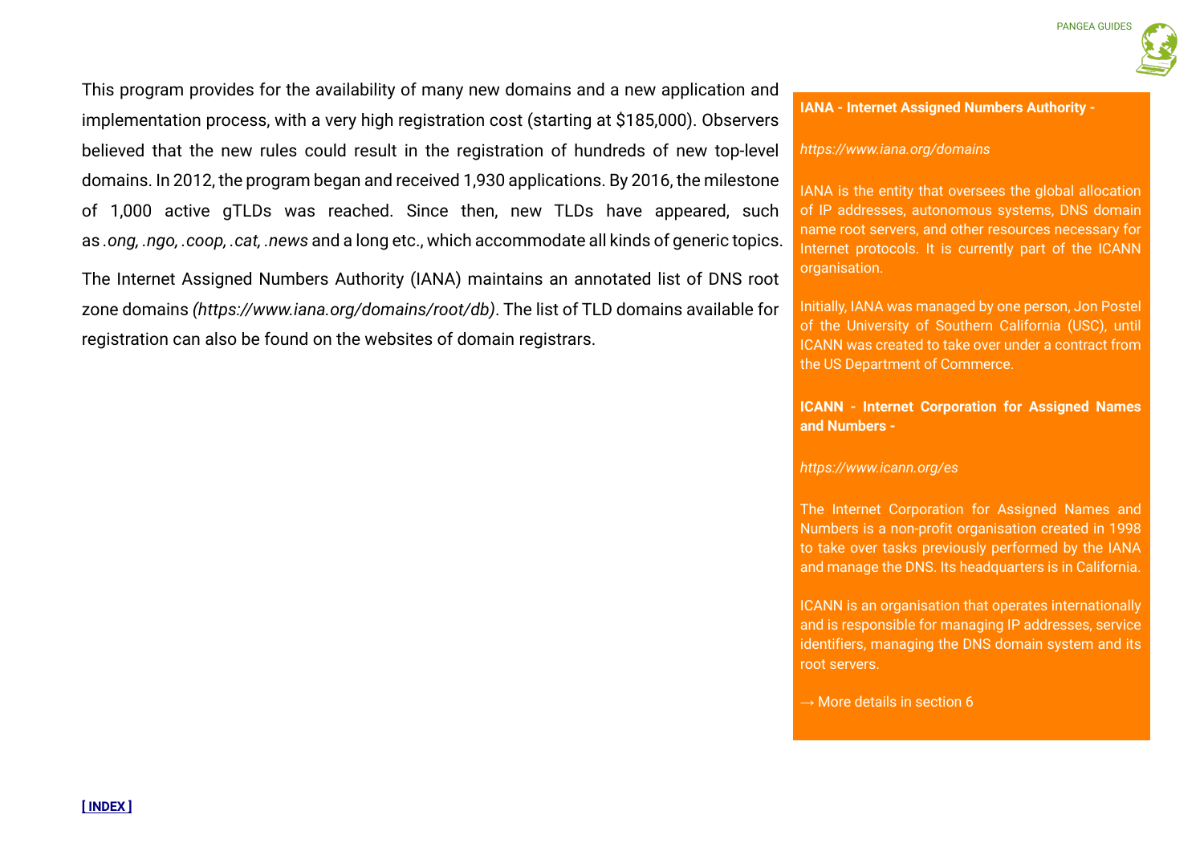This program provides for the availability of many new domains and a new application and implementation process, with a very high registration cost (starting at $185,000). Observers believed that the new rules could result in the registration of hundreds of new top-level domains. In 2012, the program began and received 1,930 applications. By 2016, the milestone of 1,000 active gTLDs was reached. Since then, new TLDs have appeared, such as *.ong, .ngo, .coop, .cat, .news* and a long etc., which accommodate all kinds of generic topics.

The Internet Assigned Numbers Authority (IANA) maintains an annotated list of DNS root zone domains *(https://www.iana.org/domains/root/db)*. The list of TLD domains available for registration can also be found on the websites of domain registrars.

**IANA - Internet Assigned Numbers Authority -**

*https://www.iana.org/domains*

IANA is the entity that oversees the global allocation of IP addresses, autonomous systems, DNS domain name root servers, and other resources necessary for Internet protocols. It is currently part of the ICANN organisation.

Initially, IANA was managed by one person, Jon Postel of the University of Southern California (USC), until ICANN was created to take over under a contract from the US Department of Commerce.

**ICANN - Internet Corporation for Assigned Names and Numbers -**

*https://www.icann.org/es*

The Internet Corporation for Assigned Names and Numbers is a non-profit organisation created in 1998 to take over tasks previously performed by the IANA and manage the DNS. Its headquarters is in California.

ICANN is an organisation that operates internationally and is responsible for managing IP addresses, service identifiers, managing the DNS domain system and its root servers.

→ More details in section 6

[ INDEX ]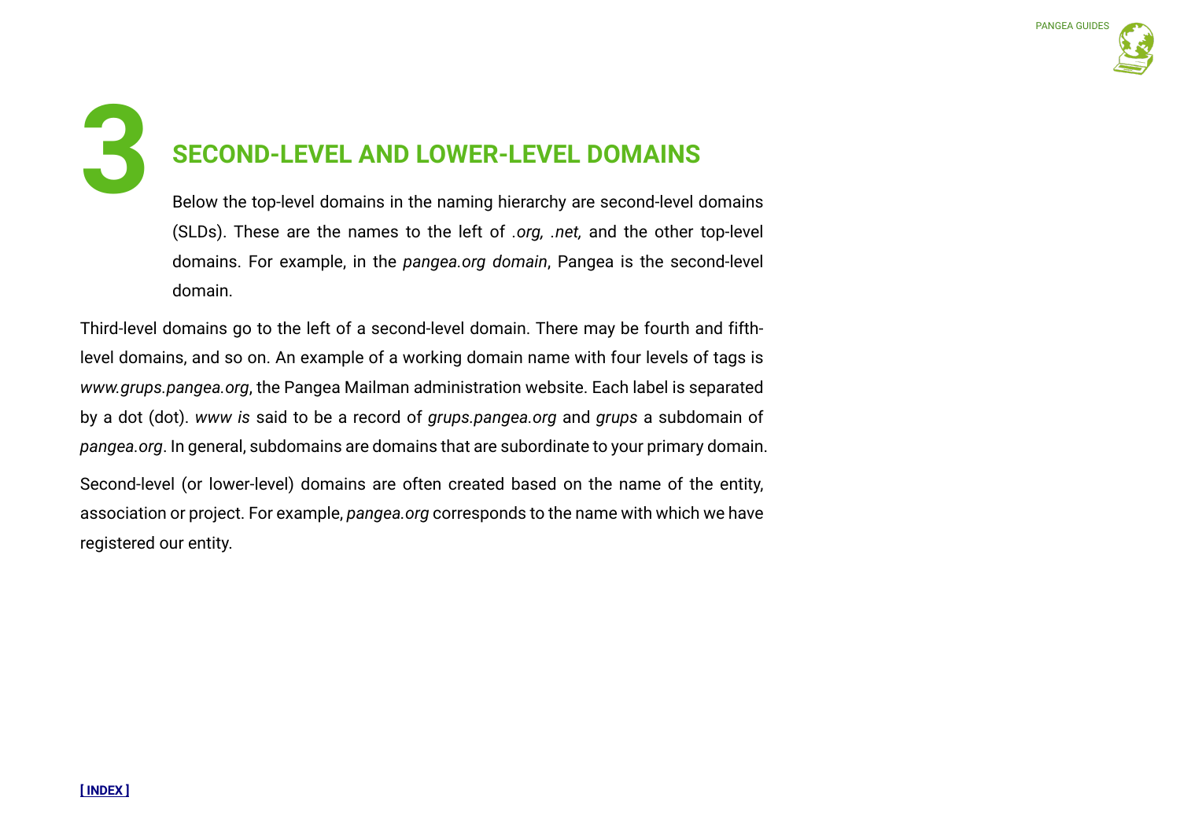# 3 SECOND-LEVEL AND LOWER-LEVEL DOMAINS

Below the top-level domains in the naming hierarchy are second-level domains (SLDs). These are the names to the left of *.org, .net,* and the other top-level domains. For example, in the *pangea.org domain*, Pangea is the second-level domain.

Third-level domains go to the left of a second-level domain. There may be fourth and fifth-level domains, and so on. An example of a working domain name with four levels of tags is *www.grups.pangea.org*, the Pangea Mailman administration website. Each label is separated by a dot (dot). *www is* said to be a record of *grups.pangea.org* and *grups* a subdomain of *pangea.org*. In general, subdomains are domains that are subordinate to your primary domain.

Second-level (or lower-level) domains are often created based on the name of the entity, association or project. For example, *pangea.org* corresponds to the name with which we have registered our entity.

**[ INDEX ]**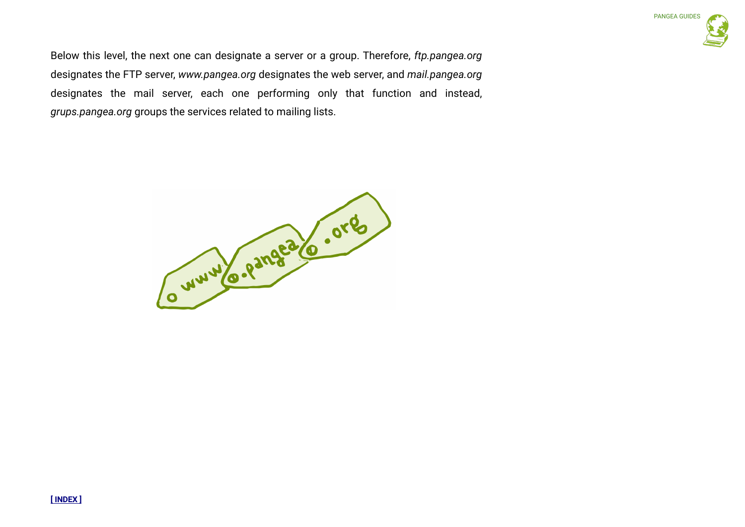Below this level, the next one can designate a server or a group. Therefore, *ftp.pangea.org* designates the FTP server, *www.pangea.org* designates the web server, and *mail.pangea.org* designates the mail server, each one performing only that function and instead, *grups.pangea.org* groups the services related to mailing lists.

[ INDEX ]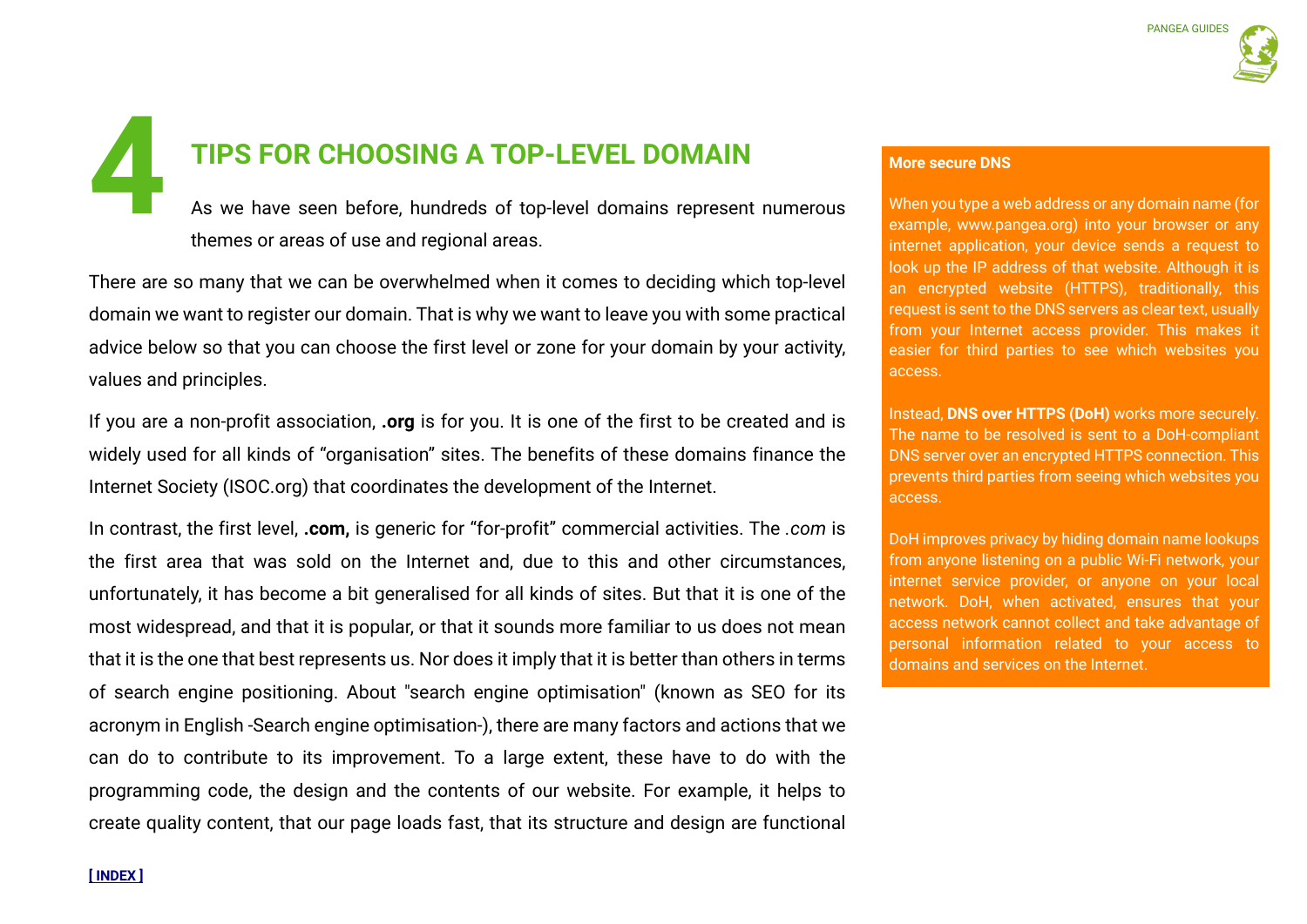# 4 TIPS FOR CHOOSING A TOP-LEVEL DOMAIN

As we have seen before, hundreds of top-level domains represent numerous themes or areas of use and regional areas.

There are so many that we can be overwhelmed when it comes to deciding which top-level domain we want to register our domain. That is why we want to leave you with some practical advice below so that you can choose the first level or zone for your domain by your activity, values and principles.

If you are a non-profit association, **.org** is for you. It is one of the first to be created and is widely used for all kinds of "organisation" sites. The benefits of these domains finance the Internet Society (ISOC.org) that coordinates the development of the Internet.

In contrast, the first level, **.com,** is generic for "for-profit" commercial activities. The *.com* is the first area that was sold on the Internet and, due to this and other circumstances, unfortunately, it has become a bit generalised for all kinds of sites. But that it is one of the most widespread, and that it is popular, or that it sounds more familiar to us does not mean that it is the one that best represents us. Nor does it imply that it is better than others in terms of search engine positioning. About "search engine optimisation" (known as SEO for its acronym in English -Search engine optimisation-), there are many factors and actions that we can do to contribute to its improvement. To a large extent, these have to do with the programming code, the design and the contents of our website. For example, it helps to create quality content, that our page loads fast, that its structure and design are functional

**More secure DNS**

When you type a web address or any domain name (for example, www.pangea.org) into your browser or any internet application, your device sends a request to look up the IP address of that website. Although it is an encrypted website (HTTPS), traditionally, this request is sent to the DNS servers as clear text, usually from your Internet access provider. This makes it easier for third parties to see which websites you access.

Instead, **DNS over HTTPS (DoH)** works more securely. The name to be resolved is sent to a DoH-compliant DNS server over an encrypted HTTPS connection. This prevents third parties from seeing which websites you access.

DoH improves privacy by hiding domain name lookups from anyone listening on a public Wi-Fi network, your internet service provider, or anyone on your local network. DoH, when activated, ensures that your access network cannot collect and take advantage of personal information related to your access to domains and services on the Internet.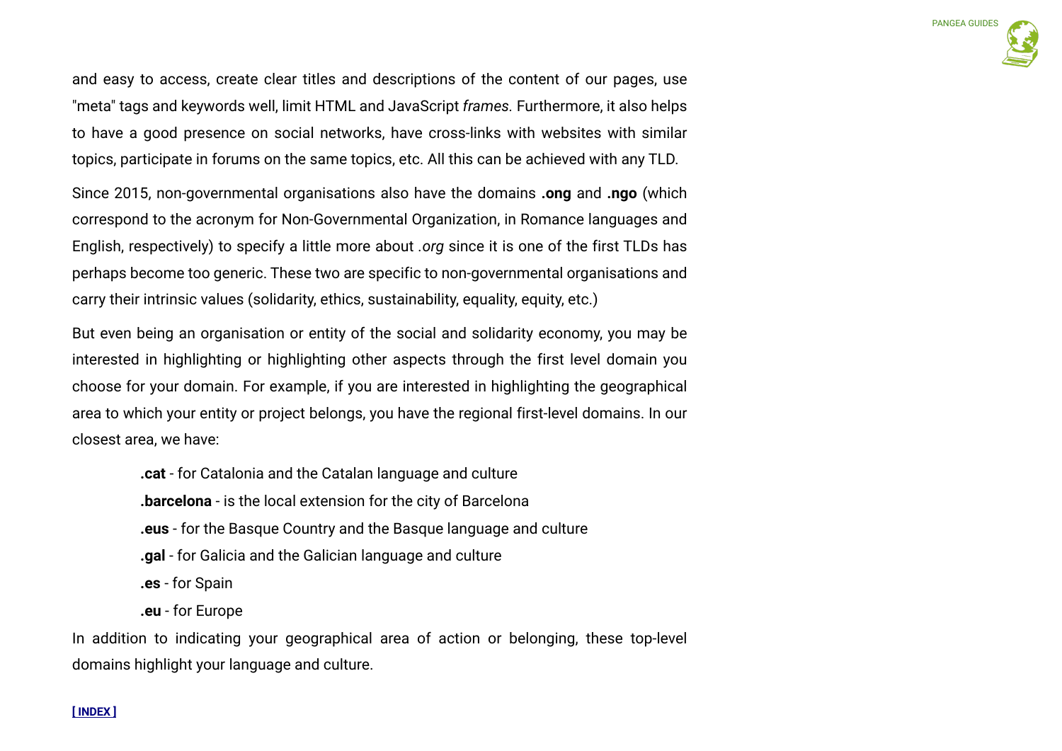and easy to access, create clear titles and descriptions of the content of our pages, use "meta" tags and keywords well, limit HTML and JavaScript *frames*. Furthermore, it also helps to have a good presence on social networks, have cross-links with websites with similar topics, participate in forums on the same topics, etc. All this can be achieved with any TLD.

Since 2015, non-governmental organisations also have the domains **.ong** and **.ngo** (which correspond to the acronym for Non-Governmental Organization, in Romance languages and English, respectively) to specify a little more about *.org* since it is one of the first TLDs has perhaps become too generic. These two are specific to non-governmental organisations and carry their intrinsic values (solidarity, ethics, sustainability, equality, equity, etc.)

But even being an organisation or entity of the social and solidarity economy, you may be interested in highlighting or highlighting other aspects through the first level domain you choose for your domain. For example, if you are interested in highlighting the geographical area to which your entity or project belongs, you have the regional first-level domains. In our closest area, we have:

- **.cat** - for Catalonia and the Catalan language and culture
- **.barcelona** - is the local extension for the city of Barcelona
- **.eus** - for the Basque Country and the Basque language and culture
- **.gal** - for Galicia and the Galician language and culture
- **.es** - for Spain
- **.eu** - for Europe

In addition to indicating your geographical area of action or belonging, these top-level domains highlight your language and culture.

[ INDEX ]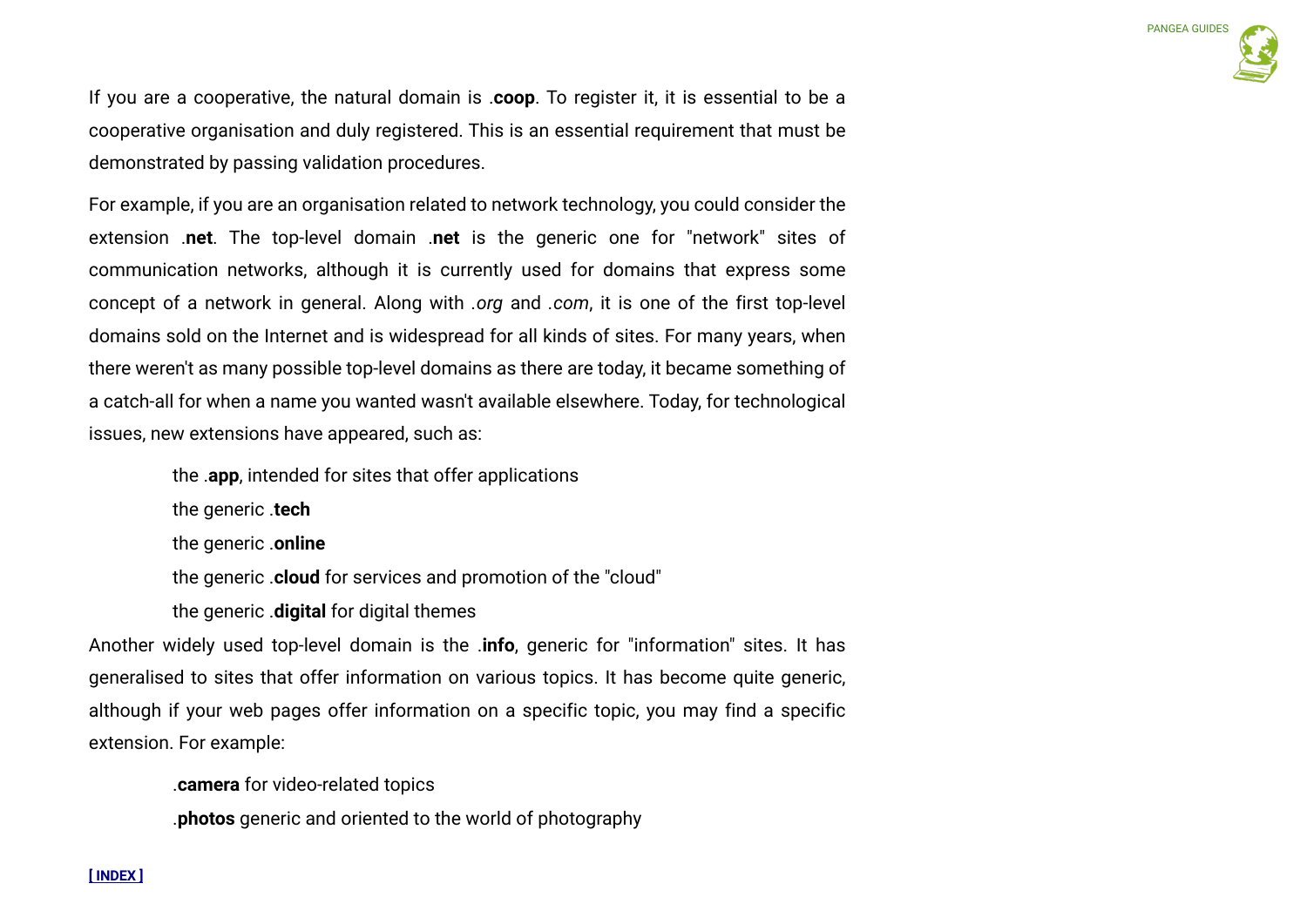If you are a cooperative, the natural domain is .**coop**. To register it, it is essential to be a cooperative organisation and duly registered. This is an essential requirement that must be demonstrated by passing validation procedures.

For example, if you are an organisation related to network technology, you could consider the extension .**net**. The top-level domain .**net** is the generic one for "network" sites of communication networks, although it is currently used for domains that express some concept of a network in general. Along with *.org* and *.com*, it is one of the first top-level domains sold on the Internet and is widespread for all kinds of sites. For many years, when there weren't as many possible top-level domains as there are today, it became something of a catch-all for when a name you wanted wasn't available elsewhere. Today, for technological issues, new extensions have appeared, such as:

- the .**app**, intended for sites that offer applications
- the generic .**tech**
- the generic .**online**
- the generic .**cloud** for services and promotion of the "cloud"
- the generic .**digital** for digital themes

Another widely used top-level domain is the .**info**, generic for "information" sites. It has generalised to sites that offer information on various topics. It has become quite generic, although if your web pages offer information on a specific topic, you may find a specific extension. For example:

- .**camera** for video-related topics
- .**photos** generic and oriented to the world of photography

[ INDEX ]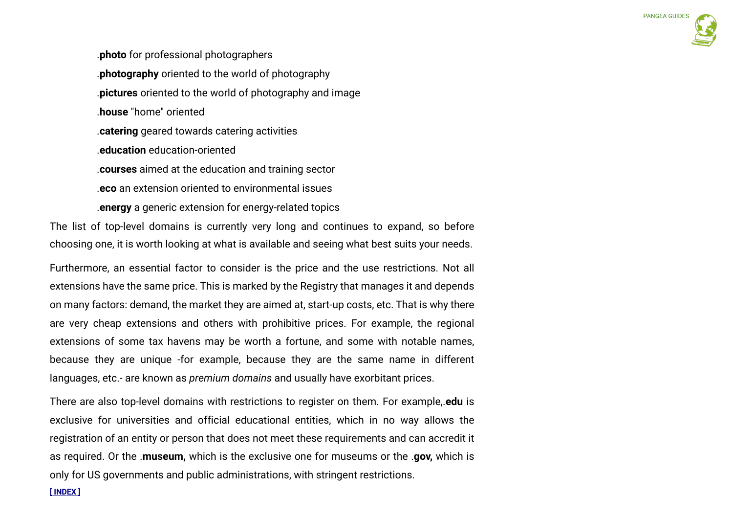.**photo** for professional photographers

.**photography** oriented to the world of photography

.**pictures** oriented to the world of photography and image

.**house** "home" oriented

.**catering** geared towards catering activities

.**education** education-oriented

.**courses** aimed at the education and training sector

.**eco** an extension oriented to environmental issues

.**energy** a generic extension for energy-related topics

The list of top-level domains is currently very long and continues to expand, so before choosing one, it is worth looking at what is available and seeing what best suits your needs.

Furthermore, an essential factor to consider is the price and the use restrictions. Not all extensions have the same price. This is marked by the Registry that manages it and depends on many factors: demand, the market they are aimed at, start-up costs, etc. That is why there are very cheap extensions and others with prohibitive prices. For example, the regional extensions of some tax havens may be worth a fortune, and some with notable names, because they are unique -for example, because they are the same name in different languages, etc.- are known as *premium domains* and usually have exorbitant prices.

There are also top-level domains with restrictions to register on them. For example,.**edu** is exclusive for universities and official educational entities, which in no way allows the registration of an entity or person that does not meet these requirements and can accredit it as required. Or the .**museum,** which is the exclusive one for museums or the .**gov,** which is only for US governments and public administrations, with stringent restrictions.

[ INDEX ]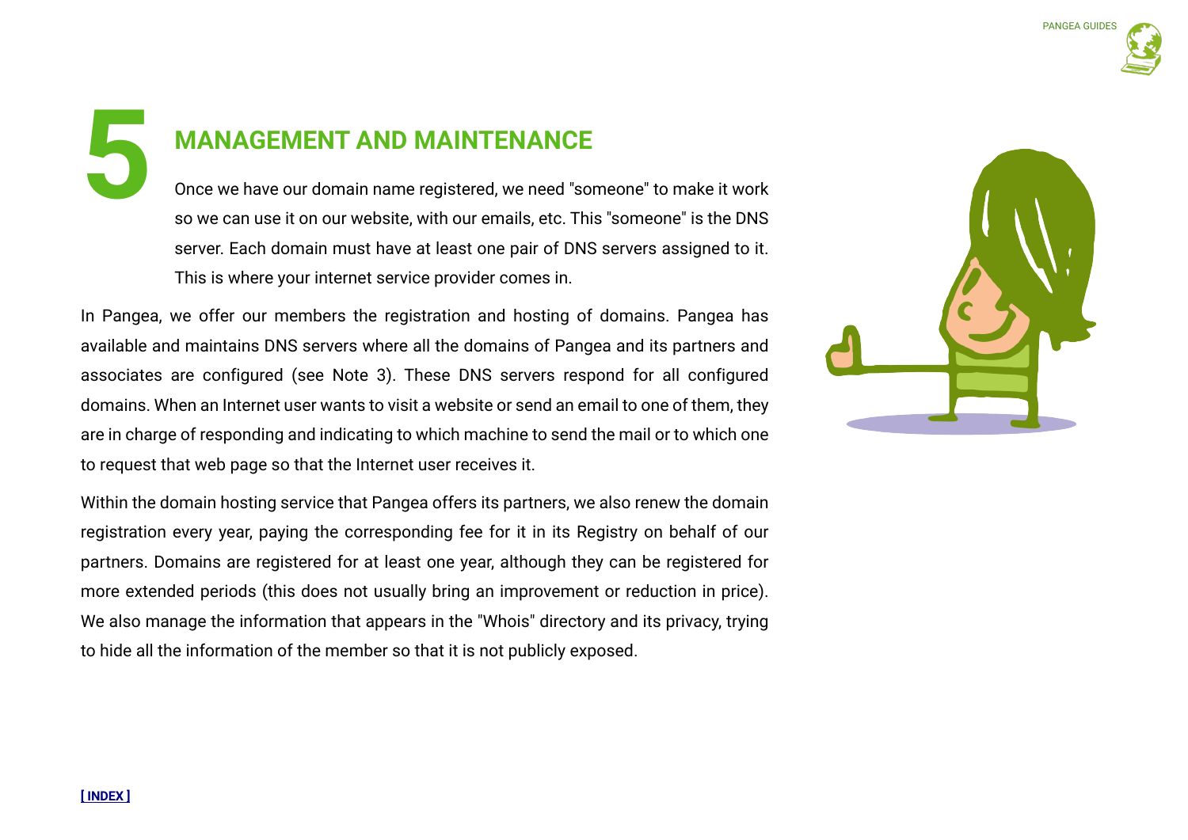# 5 MANAGEMENT AND MAINTENANCE

Once we have our domain name registered, we need "someone" to make it work so we can use it on our website, with our emails, etc. This "someone" is the DNS server. Each domain must have at least one pair of DNS servers assigned to it. This is where your internet service provider comes in.

In Pangea, we offer our members the registration and hosting of domains. Pangea has available and maintains DNS servers where all the domains of Pangea and its partners and associates are configured (see Note 3). These DNS servers respond for all configured domains. When an Internet user wants to visit a website or send an email to one of them, they are in charge of responding and indicating to which machine to send the mail or to which one to request that web page so that the Internet user receives it.

Within the domain hosting service that Pangea offers its partners, we also renew the domain registration every year, paying the corresponding fee for it in its Registry on behalf of our partners. Domains are registered for at least one year, although they can be registered for more extended periods (this does not usually bring an improvement or reduction in price). We also manage the information that appears in the "Whois" directory and its privacy, trying to hide all the information of the member so that it is not publicly exposed.

[ INDEX ]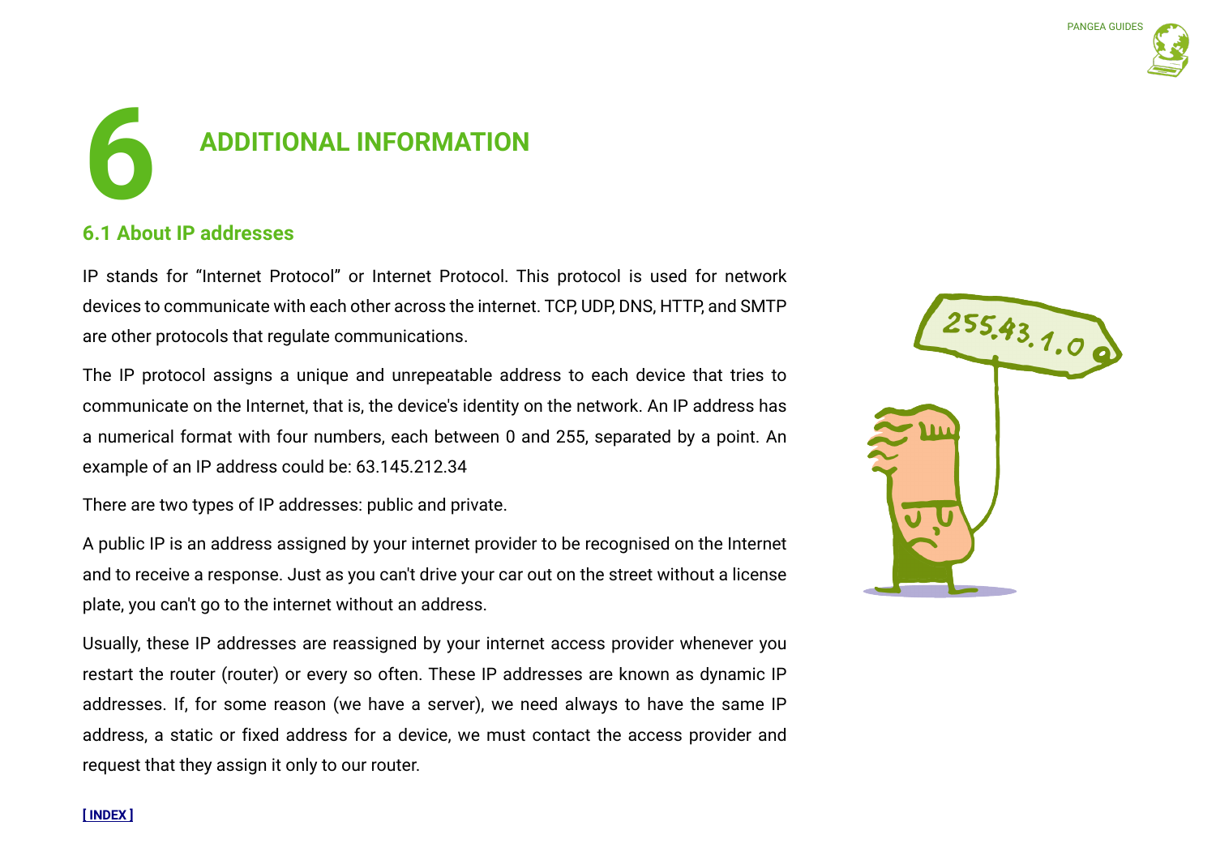# 6 ADDITIONAL INFORMATION

## 6.1 About IP addresses

IP stands for “Internet Protocol” or Internet Protocol. This protocol is used for network devices to communicate with each other across the internet. TCP, UDP, DNS, HTTP, and SMTP are other protocols that regulate communications.

The IP protocol assigns a unique and unrepeatable address to each device that tries to communicate on the Internet, that is, the device's identity on the network. An IP address has a numerical format with four numbers, each between 0 and 255, separated by a point. An example of an IP address could be: 63.145.212.34

There are two types of IP addresses: public and private.

A public IP is an address assigned by your internet provider to be recognised on the Internet and to receive a response. Just as you can't drive your car out on the street without a license plate, you can't go to the internet without an address.

Usually, these IP addresses are reassigned by your internet access provider whenever you restart the router (router) or every so often. These IP addresses are known as dynamic IP addresses. If, for some reason (we have a server), we need always to have the same IP address, a static or fixed address for a device, we must contact the access provider and request that they assign it only to our router.

[ INDEX ]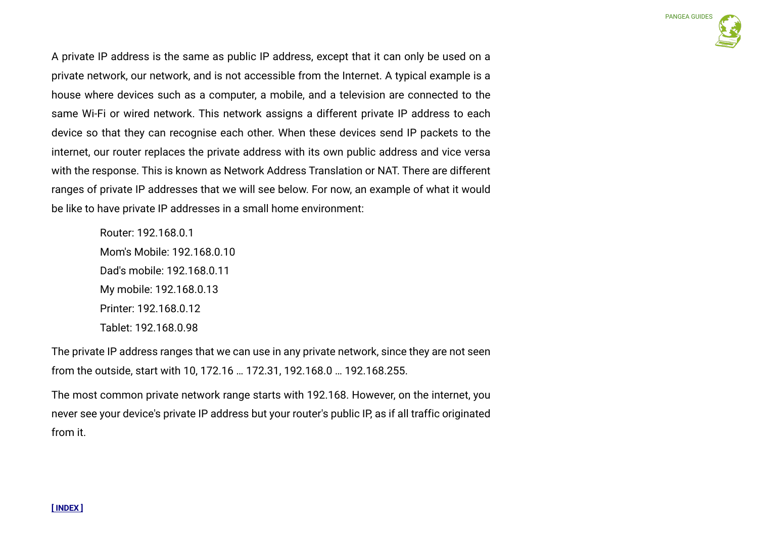A private IP address is the same as public IP address, except that it can only be used on a private network, our network, and is not accessible from the Internet. A typical example is a house where devices such as a computer, a mobile, and a television are connected to the same Wi-Fi or wired network. This network assigns a different private IP address to each device so that they can recognise each other. When these devices send IP packets to the internet, our router replaces the private address with its own public address and vice versa with the response. This is known as Network Address Translation or NAT. There are different ranges of private IP addresses that we will see below. For now, an example of what it would be like to have private IP addresses in a small home environment:

> Router: 192.168.0.1
> Mom's Mobile: 192.168.0.10
> Dad's mobile: 192.168.0.11
> My mobile: 192.168.0.13
> Printer: 192.168.0.12
> Tablet: 192.168.0.98

The private IP address ranges that we can use in any private network, since they are not seen from the outside, start with 10, 172.16 … 172.31, 192.168.0 … 192.168.255.

The most common private network range starts with 192.168. However, on the internet, you never see your device's private IP address but your router's public IP, as if all traffic originated from it.

[ INDEX ]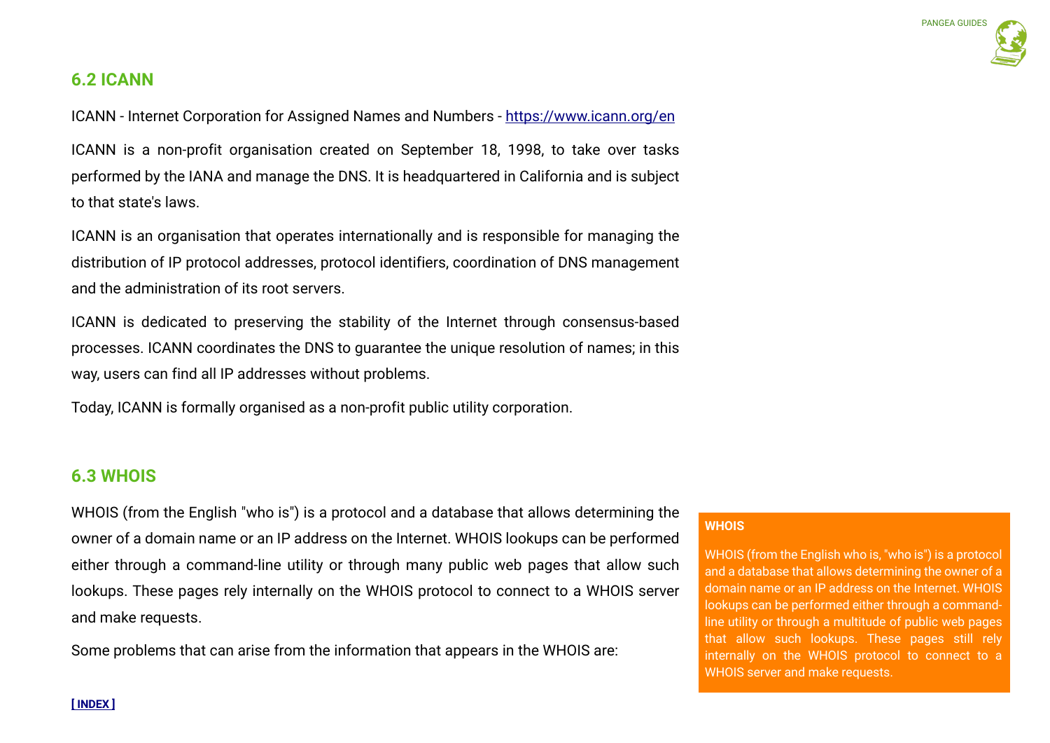## 6.2 ICANN

ICANN - Internet Corporation for Assigned Names and Numbers - https://www.icann.org/en

ICANN is a non-profit organisation created on September 18, 1998, to take over tasks performed by the IANA and manage the DNS. It is headquartered in California and is subject to that state's laws.

ICANN is an organisation that operates internationally and is responsible for managing the distribution of IP protocol addresses, protocol identifiers, coordination of DNS management and the administration of its root servers.

ICANN is dedicated to preserving the stability of the Internet through consensus-based processes. ICANN coordinates the DNS to guarantee the unique resolution of names; in this way, users can find all IP addresses without problems.

Today, ICANN is formally organised as a non-profit public utility corporation.

## 6.3 WHOIS

WHOIS (from the English "who is") is a protocol and a database that allows determining the owner of a domain name or an IP address on the Internet. WHOIS lookups can be performed either through a command-line utility or through many public web pages that allow such lookups. These pages rely internally on the WHOIS protocol to connect to a WHOIS server and make requests.

Some problems that can arise from the information that appears in the WHOIS are:

**WHOIS**

WHOIS (from the English who is, "who is") is a protocol and a database that allows determining the owner of a domain name or an IP address on the Internet. WHOIS lookups can be performed either through a command-line utility or through a multitude of public web pages that allow such lookups. These pages still rely internally on the WHOIS protocol to connect to a WHOIS server and make requests.

[ INDEX ]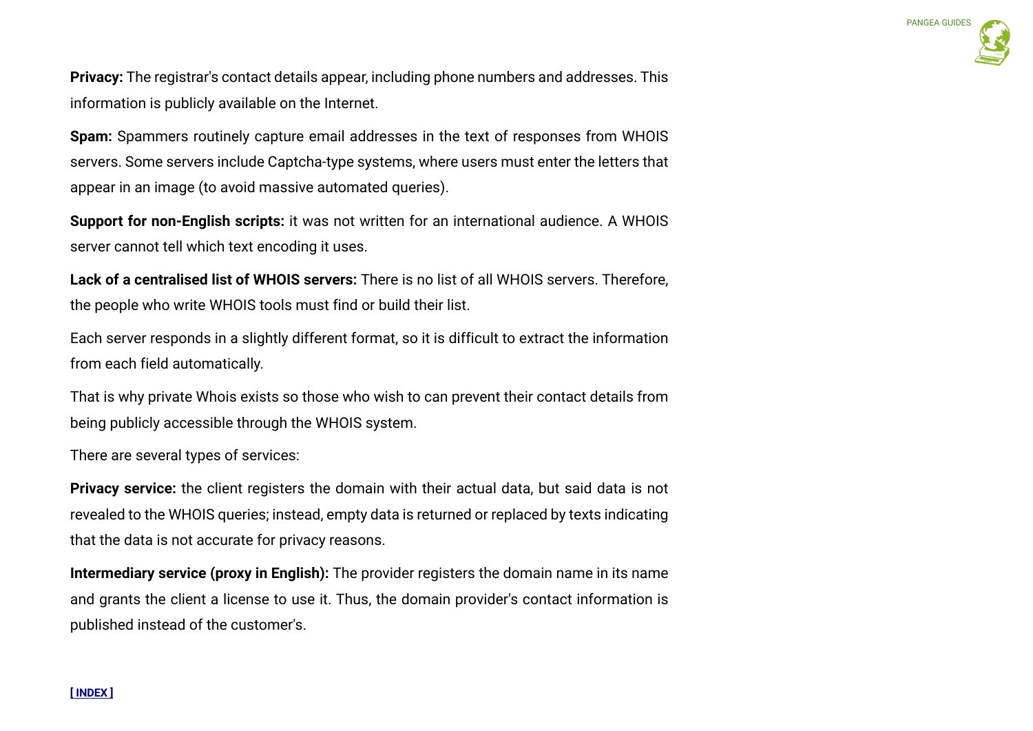**Privacy:** The registrar's contact details appear, including phone numbers and addresses. This information is publicly available on the Internet.

**Spam:** Spammers routinely capture email addresses in the text of responses from WHOIS servers. Some servers include Captcha-type systems, where users must enter the letters that appear in an image (to avoid massive automated queries).

**Support for non-English scripts:** it was not written for an international audience. A WHOIS server cannot tell which text encoding it uses.

**Lack of a centralised list of WHOIS servers:** There is no list of all WHOIS servers. Therefore, the people who write WHOIS tools must find or build their list.

Each server responds in a slightly different format, so it is difficult to extract the information from each field automatically.

That is why private Whois exists so those who wish to can prevent their contact details from being publicly accessible through the WHOIS system.

There are several types of services:

**Privacy service:** the client registers the domain with their actual data, but said data is not revealed to the WHOIS queries; instead, empty data is returned or replaced by texts indicating that the data is not accurate for privacy reasons.

**Intermediary service (proxy in English):** The provider registers the domain name in its name and grants the client a license to use it. Thus, the domain provider's contact information is published instead of the customer's.

[ INDEX ]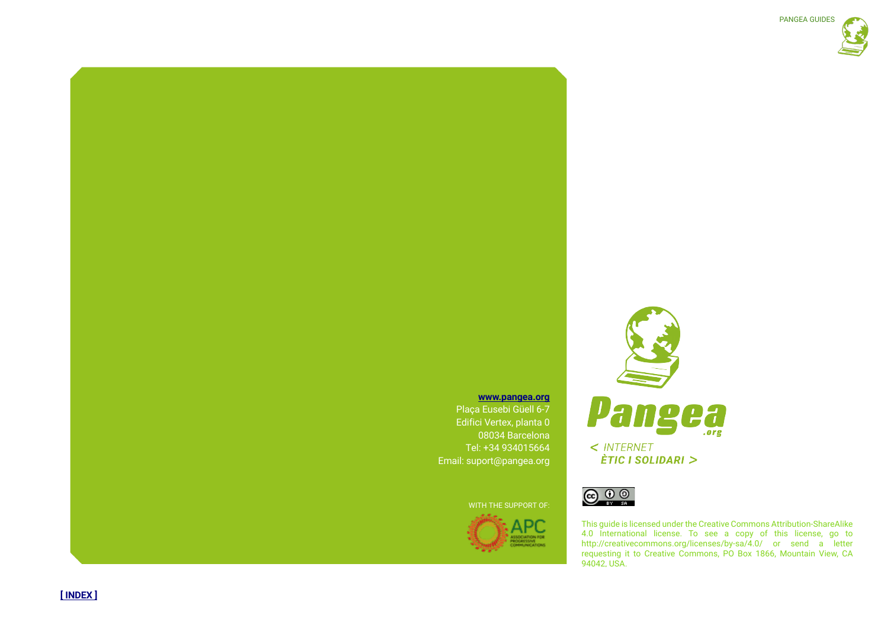**www.pangea.org**
Plaça Eusebi Güell 6-7
Edifici Vertex, planta 0
08034 Barcelona
Tel: +34 934015664
Email: suport@pangea.org

WITH THE SUPPORT OF:

Pangea .org

< INTERNET
ÈTIC I SOLIDARI >

This guide is licensed under the Creative Commons Attribution-ShareAlike 4.0 International license. To see a copy of this license, go to http://creativecommons.org/licenses/by-sa/4.0/ or send a letter requesting it to Creative Commons, PO Box 1866, Mountain View, CA 94042, USA.

[ INDEX ]